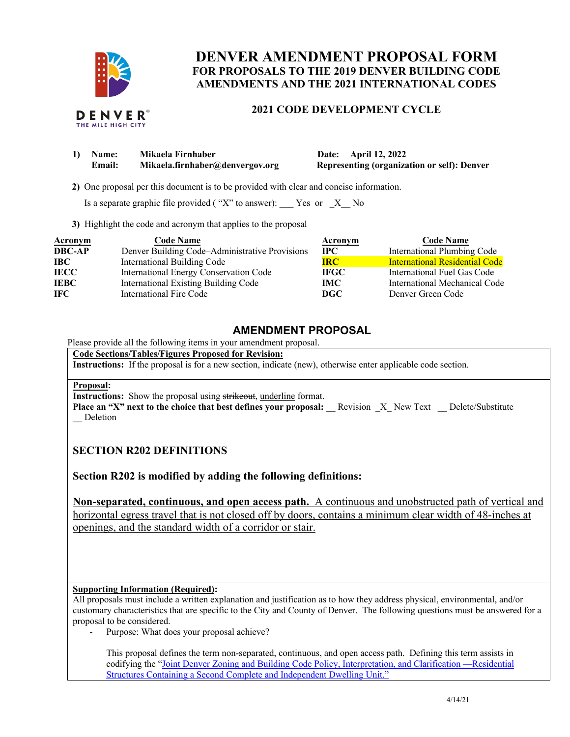# DENVER AMENDMENT PROPOSAL FORM

## FOR PROPOSALS TO THE 2019 DENVER BUILDING CODE AMENDMENTS AND THE 2021 INTERNATIONAL CODES

### 2021 CODE DEVELOPMENT CYCLE

**1) Name:** Mikaela Firnhaber  
**Email:** Mikaela.firnhaber@denvergov.org  
**Date:** April 12, 2022  
**Representing (organization or self):** Denver

**2)** One proposal per this document is to be provided with clear and concise information.

Is a separate graphic file provided ( "X" to answer): ___ Yes or _X__ No

**3)** Highlight the code and acronym that applies to the proposal

| Acronym | Code Name | Acronym | Code Name |
|---|---|---|---|
| **DBC-AP** | Denver Building Code–Administrative Provisions | **IPC** | International Plumbing Code |
| **IBC** | International Building Code | **IRC** | International Residential Code |
| **IECC** | International Energy Conservation Code | **IFGC** | International Fuel Gas Code |
| **IEBC** | International Existing Building Code | **IMC** | International Mechanical Code |
| **IFC** | International Fire Code | **DGC** | Denver Green Code |

## AMENDMENT PROPOSAL

Please provide all the following items in your amendment proposal.

**Code Sections/Tables/Figures Proposed for Revision:**  
**Instructions:** If the proposal is for a new section, indicate (new), otherwise enter applicable code section.

**Proposal:**  
**Instructions:** Show the proposal using ~~strikeout~~, underline format.  
**Place an "X" next to the choice that best defines your proposal:** __ Revision _X_ New Text __ Delete/Substitute __ Deletion

**SECTION R202 DEFINITIONS**

**Section R202 is modified by adding the following definitions:**

**Non-separated, continuous, and open access path.** A continuous and unobstructed path of vertical and horizontal egress travel that is not closed off by doors, contains a minimum clear width of 48-inches at openings, and the standard width of a corridor or stair.

**Supporting Information (Required):**  
All proposals must include a written explanation and justification as to how they address physical, environmental, and/or customary characteristics that are specific to the City and County of Denver. The following questions must be answered for a proposal to be considered.

- Purpose: What does your proposal achieve?

  This proposal defines the term non-separated, continuous, and open access path. Defining this term assists in codifying the "Joint Denver Zoning and Building Code Policy, Interpretation, and Clarification —Residential Structures Containing a Second Complete and Independent Dwelling Unit."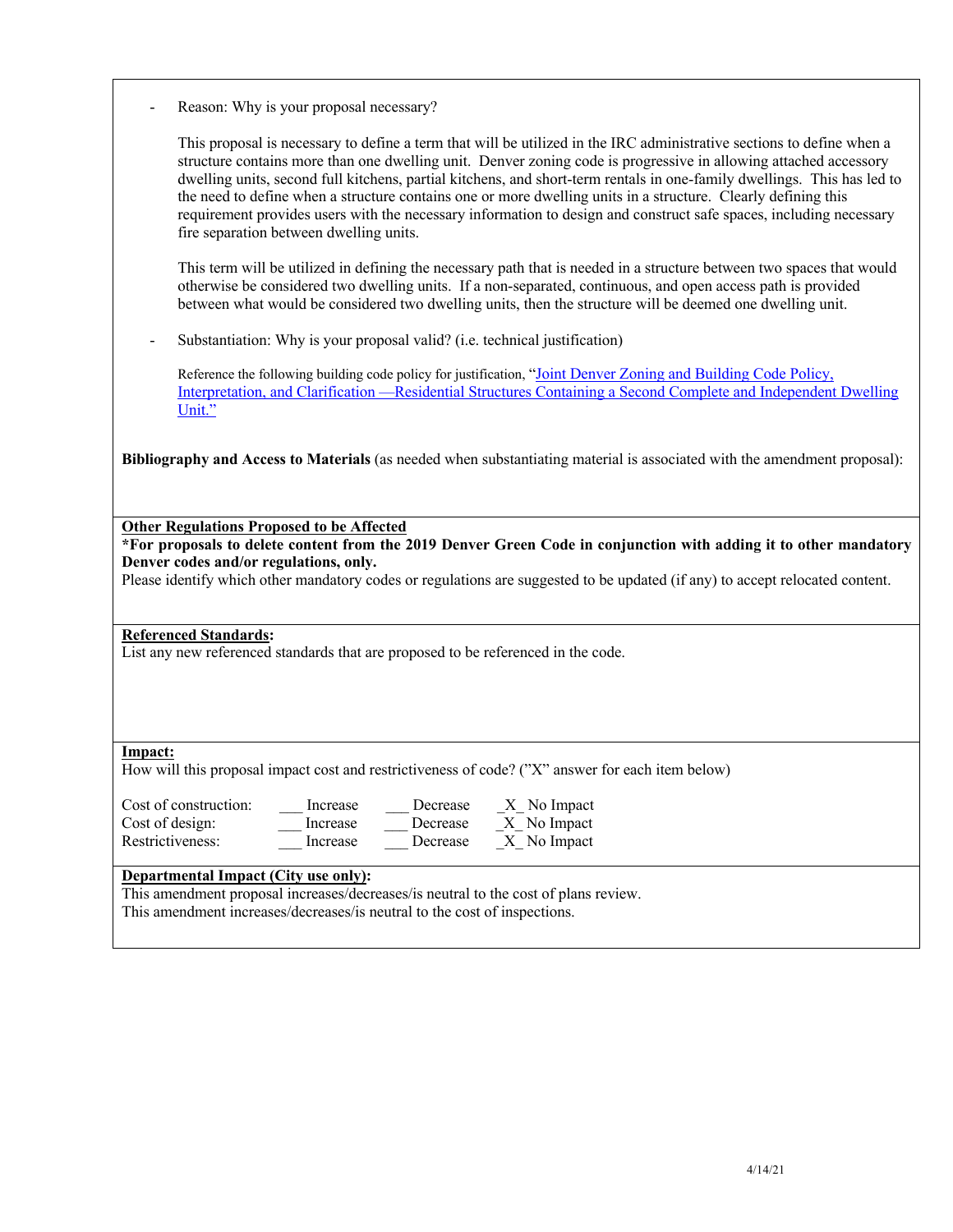- Reason: Why is your proposal necessary?

  This proposal is necessary to define a term that will be utilized in the IRC administrative sections to define when a structure contains more than one dwelling unit. Denver zoning code is progressive in allowing attached accessory dwelling units, second full kitchens, partial kitchens, and short-term rentals in one-family dwellings. This has led to the need to define when a structure contains one or more dwelling units in a structure. Clearly defining this requirement provides users with the necessary information to design and construct safe spaces, including necessary fire separation between dwelling units.

  This term will be utilized in defining the necessary path that is needed in a structure between two spaces that would otherwise be considered two dwelling units. If a non-separated, continuous, and open access path is provided between what would be considered two dwelling units, then the structure will be deemed one dwelling unit.

- Substantiation: Why is your proposal valid? (i.e. technical justification)

  Reference the following building code policy for justification, "Joint Denver Zoning and Building Code Policy, Interpretation, and Clarification —Residential Structures Containing a Second Complete and Independent Dwelling Unit."

**Bibliography and Access to Materials** (as needed when substantiating material is associated with the amendment proposal):

**Other Regulations Proposed to be Affected**

***For proposals to delete content from the 2019 Denver Green Code in conjunction with adding it to other mandatory Denver codes and/or regulations, only.**

Please identify which other mandatory codes or regulations are suggested to be updated (if any) to accept relocated content.

**Referenced Standards:**

List any new referenced standards that are proposed to be referenced in the code.

**Impact:**

How will this proposal impact cost and restrictiveness of code? ("X" answer for each item below)

| | | | |
|---|---|---|---|
| Cost of construction: | ___ Increase | ___ Decrease | _X_ No Impact |
| Cost of design: | ___ Increase | ___ Decrease | _X_ No Impact |
| Restrictiveness: | ___ Increase | ___ Decrease | _X_ No Impact |

**Departmental Impact (City use only):**

This amendment proposal increases/decreases/is neutral to the cost of plans review.

This amendment increases/decreases/is neutral to the cost of inspections.